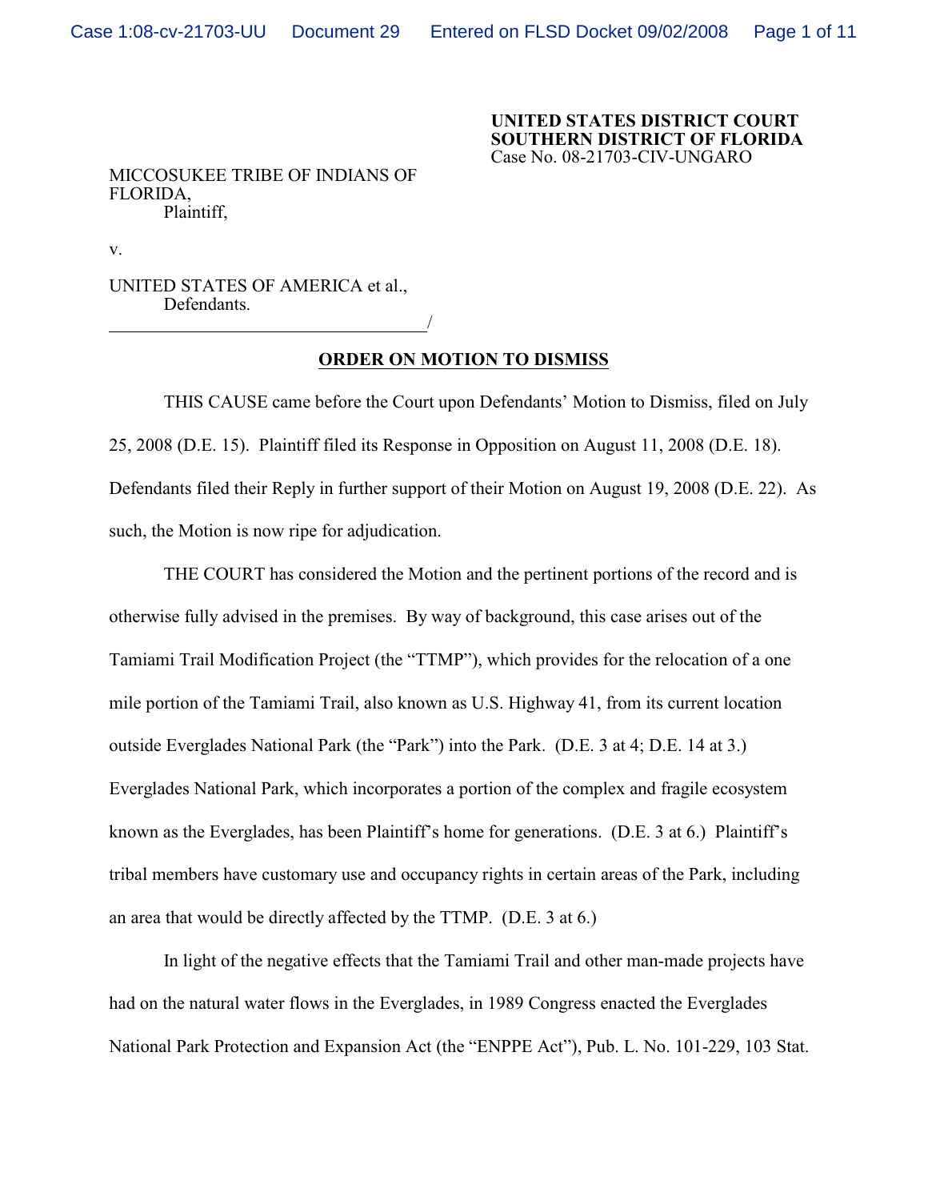**UNITED STATES DISTRICT COURT**
**SOUTHERN DISTRICT OF FLORIDA**
Case No. 08-21703-CIV-UNGARO

MICCOSUKEE TRIBE OF INDIANS OF FLORIDA,
Plaintiff,

v.

UNITED STATES OF AMERICA et al.,
Defendants.
_____________________________________/

## ORDER ON MOTION TO DISMISS

THIS CAUSE came before the Court upon Defendants' Motion to Dismiss, filed on July 25, 2008 (D.E. 15). Plaintiff filed its Response in Opposition on August 11, 2008 (D.E. 18). Defendants filed their Reply in further support of their Motion on August 19, 2008 (D.E. 22). As such, the Motion is now ripe for adjudication.

THE COURT has considered the Motion and the pertinent portions of the record and is otherwise fully advised in the premises. By way of background, this case arises out of the Tamiami Trail Modification Project (the "TTMP"), which provides for the relocation of a one mile portion of the Tamiami Trail, also known as U.S. Highway 41, from its current location outside Everglades National Park (the "Park") into the Park. (D.E. 3 at 4; D.E. 14 at 3.) Everglades National Park, which incorporates a portion of the complex and fragile ecosystem known as the Everglades, has been Plaintiff's home for generations. (D.E. 3 at 6.) Plaintiff's tribal members have customary use and occupancy rights in certain areas of the Park, including an area that would be directly affected by the TTMP. (D.E. 3 at 6.)

In light of the negative effects that the Tamiami Trail and other man-made projects have had on the natural water flows in the Everglades, in 1989 Congress enacted the Everglades National Park Protection and Expansion Act (the "ENPPE Act"), Pub. L. No. 101-229, 103 Stat.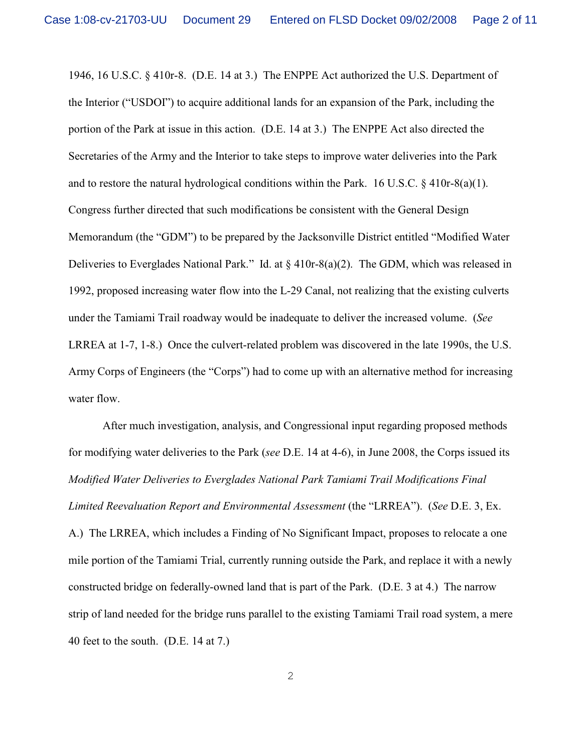1946, 16 U.S.C. § 410r-8. (D.E. 14 at 3.) The ENPPE Act authorized the U.S. Department of the Interior ("USDOI") to acquire additional lands for an expansion of the Park, including the portion of the Park at issue in this action. (D.E. 14 at 3.) The ENPPE Act also directed the Secretaries of the Army and the Interior to take steps to improve water deliveries into the Park and to restore the natural hydrological conditions within the Park. 16 U.S.C. § 410r-8(a)(1). Congress further directed that such modifications be consistent with the General Design Memorandum (the "GDM") to be prepared by the Jacksonville District entitled "Modified Water Deliveries to Everglades National Park." Id. at § 410r-8(a)(2). The GDM, which was released in 1992, proposed increasing water flow into the L-29 Canal, not realizing that the existing culverts under the Tamiami Trail roadway would be inadequate to deliver the increased volume. (*See* LRREA at 1-7, 1-8.) Once the culvert-related problem was discovered in the late 1990s, the U.S. Army Corps of Engineers (the "Corps") had to come up with an alternative method for increasing water flow.

After much investigation, analysis, and Congressional input regarding proposed methods for modifying water deliveries to the Park (*see* D.E. 14 at 4-6), in June 2008, the Corps issued its *Modified Water Deliveries to Everglades National Park Tamiami Trail Modifications Final Limited Reevaluation Report and Environmental Assessment* (the "LRREA"). (*See* D.E. 3, Ex. A.) The LRREA, which includes a Finding of No Significant Impact, proposes to relocate a one mile portion of the Tamiami Trial, currently running outside the Park, and replace it with a newly constructed bridge on federally-owned land that is part of the Park. (D.E. 3 at 4.) The narrow strip of land needed for the bridge runs parallel to the existing Tamiami Trail road system, a mere 40 feet to the south. (D.E. 14 at 7.)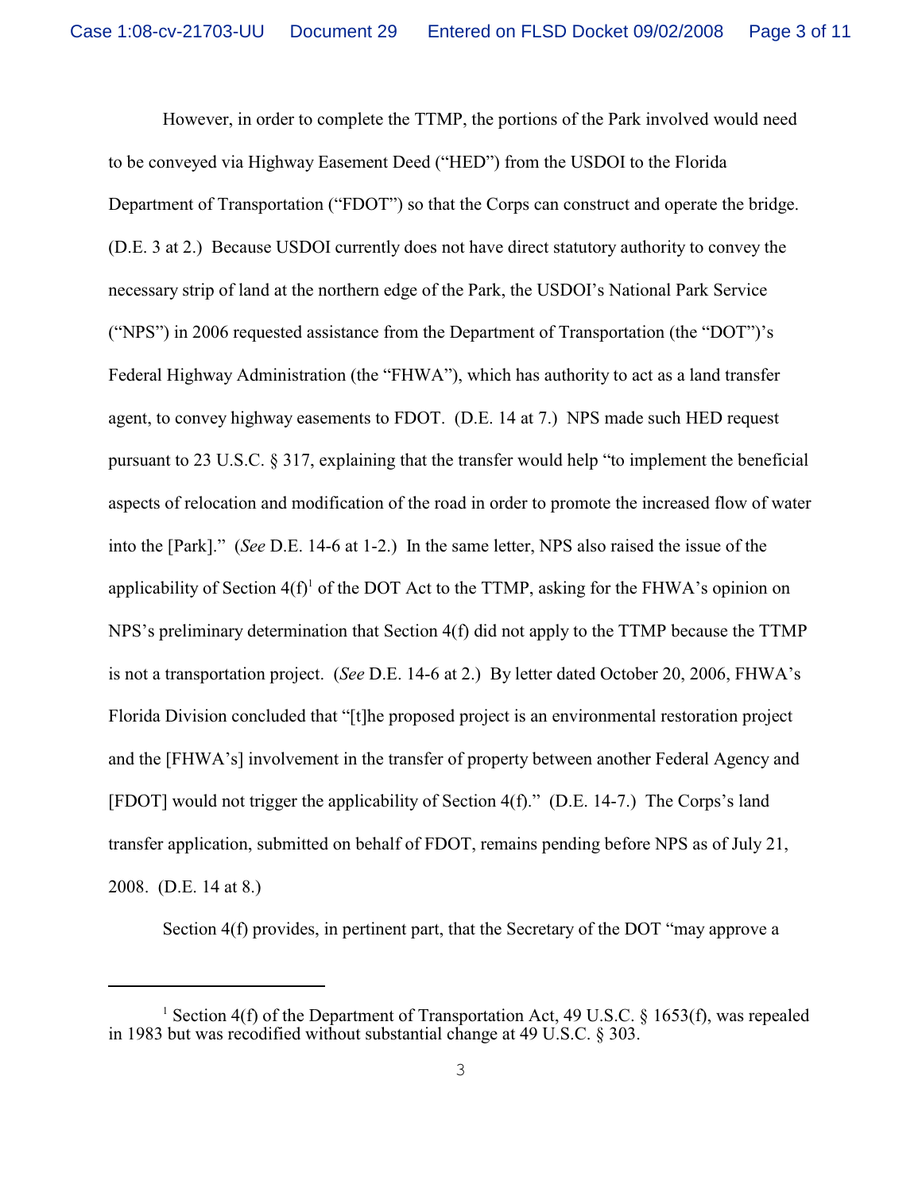However, in order to complete the TTMP, the portions of the Park involved would need to be conveyed via Highway Easement Deed ("HED") from the USDOI to the Florida Department of Transportation ("FDOT") so that the Corps can construct and operate the bridge. (D.E. 3 at 2.) Because USDOI currently does not have direct statutory authority to convey the necessary strip of land at the northern edge of the Park, the USDOI's National Park Service ("NPS") in 2006 requested assistance from the Department of Transportation (the "DOT")'s Federal Highway Administration (the "FHWA"), which has authority to act as a land transfer agent, to convey highway easements to FDOT. (D.E. 14 at 7.) NPS made such HED request pursuant to 23 U.S.C. § 317, explaining that the transfer would help "to implement the beneficial aspects of relocation and modification of the road in order to promote the increased flow of water into the [Park]." (*See* D.E. 14-6 at 1-2.) In the same letter, NPS also raised the issue of the applicability of Section 4(f)[1] of the DOT Act to the TTMP, asking for the FHWA's opinion on NPS's preliminary determination that Section 4(f) did not apply to the TTMP because the TTMP is not a transportation project. (*See* D.E. 14-6 at 2.) By letter dated October 20, 2006, FHWA's Florida Division concluded that "[t]he proposed project is an environmental restoration project and the [FHWA's] involvement in the transfer of property between another Federal Agency and [FDOT] would not trigger the applicability of Section 4(f)." (D.E. 14-7.) The Corps's land transfer application, submitted on behalf of FDOT, remains pending before NPS as of July 21, 2008. (D.E. 14 at 8.)

Section 4(f) provides, in pertinent part, that the Secretary of the DOT "may approve a

---

[1] Section 4(f) of the Department of Transportation Act, 49 U.S.C. § 1653(f), was repealed in 1983 but was recodified without substantial change at 49 U.S.C. § 303.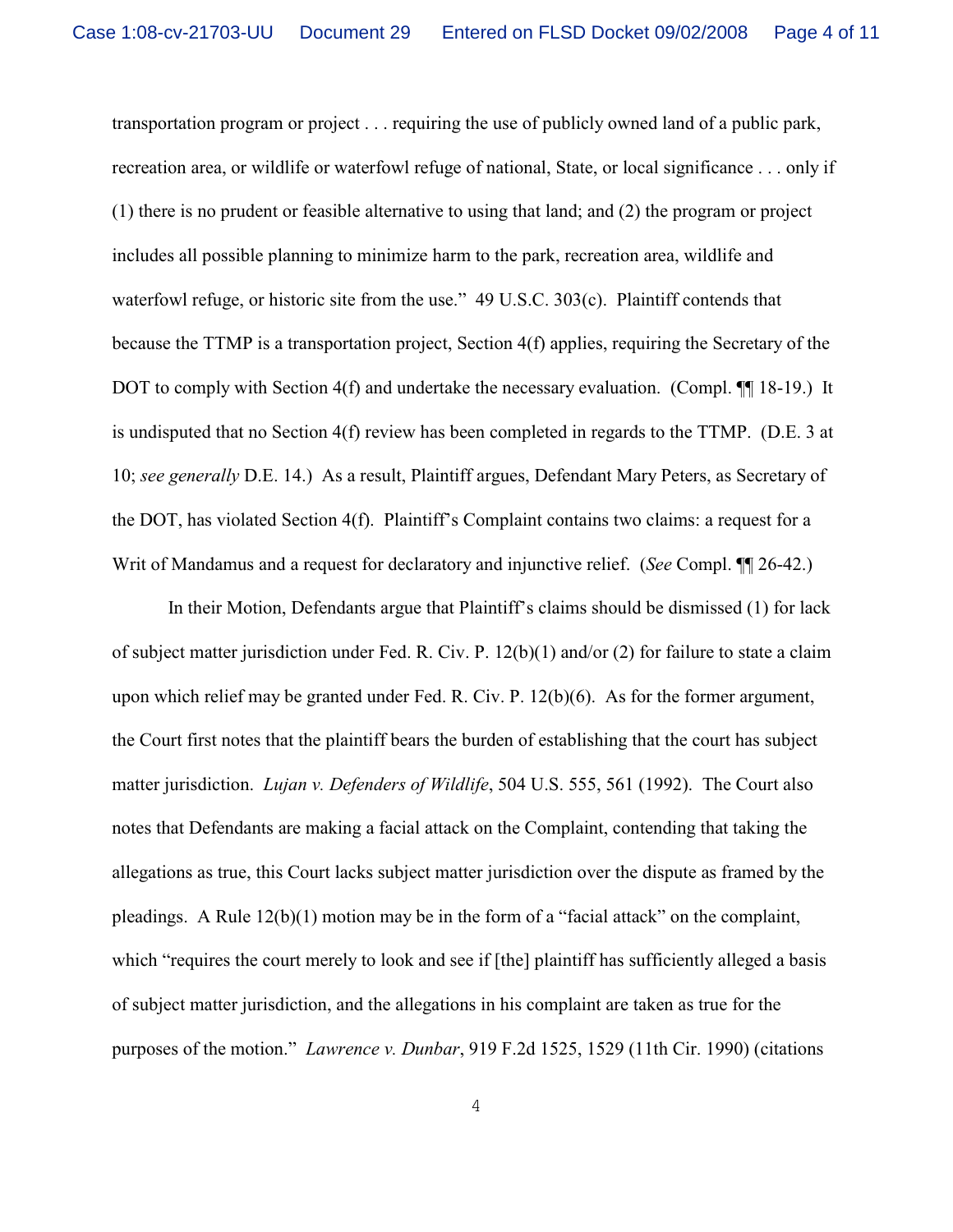transportation program or project . . . requiring the use of publicly owned land of a public park, recreation area, or wildlife or waterfowl refuge of national, State, or local significance . . . only if (1) there is no prudent or feasible alternative to using that land; and (2) the program or project includes all possible planning to minimize harm to the park, recreation area, wildlife and waterfowl refuge, or historic site from the use." 49 U.S.C. 303(c). Plaintiff contends that because the TTMP is a transportation project, Section 4(f) applies, requiring the Secretary of the DOT to comply with Section 4(f) and undertake the necessary evaluation. (Compl. ¶¶ 18-19.) It is undisputed that no Section 4(f) review has been completed in regards to the TTMP. (D.E. 3 at 10; *see generally* D.E. 14.) As a result, Plaintiff argues, Defendant Mary Peters, as Secretary of the DOT, has violated Section 4(f). Plaintiff's Complaint contains two claims: a request for a Writ of Mandamus and a request for declaratory and injunctive relief. (*See* Compl. ¶¶ 26-42.)

In their Motion, Defendants argue that Plaintiff's claims should be dismissed (1) for lack of subject matter jurisdiction under Fed. R. Civ. P. 12(b)(1) and/or (2) for failure to state a claim upon which relief may be granted under Fed. R. Civ. P. 12(b)(6). As for the former argument, the Court first notes that the plaintiff bears the burden of establishing that the court has subject matter jurisdiction. *Lujan v. Defenders of Wildlife*, 504 U.S. 555, 561 (1992). The Court also notes that Defendants are making a facial attack on the Complaint, contending that taking the allegations as true, this Court lacks subject matter jurisdiction over the dispute as framed by the pleadings. A Rule 12(b)(1) motion may be in the form of a "facial attack" on the complaint, which "requires the court merely to look and see if [the] plaintiff has sufficiently alleged a basis of subject matter jurisdiction, and the allegations in his complaint are taken as true for the purposes of the motion." *Lawrence v. Dunbar*, 919 F.2d 1525, 1529 (11th Cir. 1990) (citations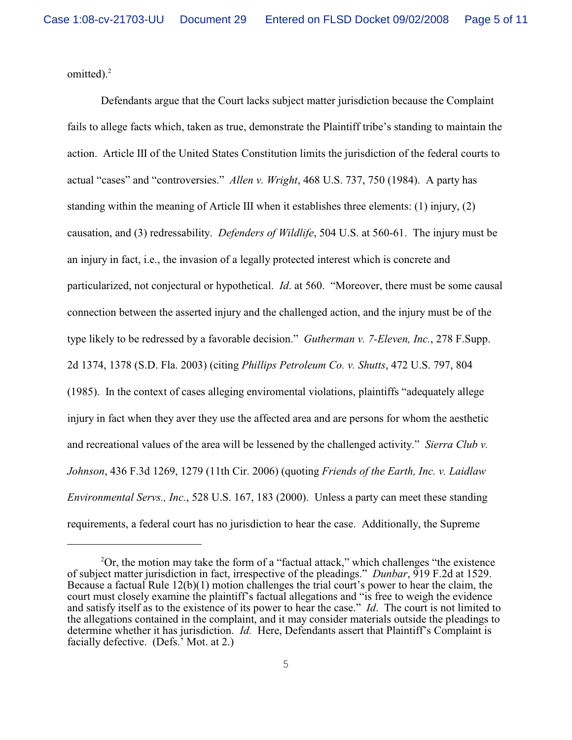omitted).[2]

Defendants argue that the Court lacks subject matter jurisdiction because the Complaint fails to allege facts which, taken as true, demonstrate the Plaintiff tribe's standing to maintain the action. Article III of the United States Constitution limits the jurisdiction of the federal courts to actual "cases" and "controversies." *Allen v. Wright*, 468 U.S. 737, 750 (1984). A party has standing within the meaning of Article III when it establishes three elements: (1) injury, (2) causation, and (3) redressability. *Defenders of Wildlife*, 504 U.S. at 560-61. The injury must be an injury in fact, i.e., the invasion of a legally protected interest which is concrete and particularized, not conjectural or hypothetical. *Id*. at 560. "Moreover, there must be some causal connection between the asserted injury and the challenged action, and the injury must be of the type likely to be redressed by a favorable decision." *Gutherman v. 7-Eleven, Inc.*, 278 F.Supp. 2d 1374, 1378 (S.D. Fla. 2003) (citing *Phillips Petroleum Co. v. Shutts*, 472 U.S. 797, 804 (1985). In the context of cases alleging enviromental violations, plaintiffs "adequately allege injury in fact when they aver they use the affected area and are persons for whom the aesthetic and recreational values of the area will be lessened by the challenged activity." *Sierra Club v. Johnson*, 436 F.3d 1269, 1279 (11th Cir. 2006) (quoting *Friends of the Earth, Inc. v. Laidlaw Environmental Servs., Inc.*, 528 U.S. 167, 183 (2000). Unless a party can meet these standing requirements, a federal court has no jurisdiction to hear the case. Additionally, the Supreme

---

[2]Or, the motion may take the form of a "factual attack," which challenges "the existence of subject matter jurisdiction in fact, irrespective of the pleadings." *Dunbar*, 919 F.2d at 1529. Because a factual Rule 12(b)(1) motion challenges the trial court's power to hear the claim, the court must closely examine the plaintiff's factual allegations and "is free to weigh the evidence and satisfy itself as to the existence of its power to hear the case." *Id*. The court is not limited to the allegations contained in the complaint, and it may consider materials outside the pleadings to determine whether it has jurisdiction. *Id.* Here, Defendants assert that Plaintiff's Complaint is facially defective. (Defs.' Mot. at 2.)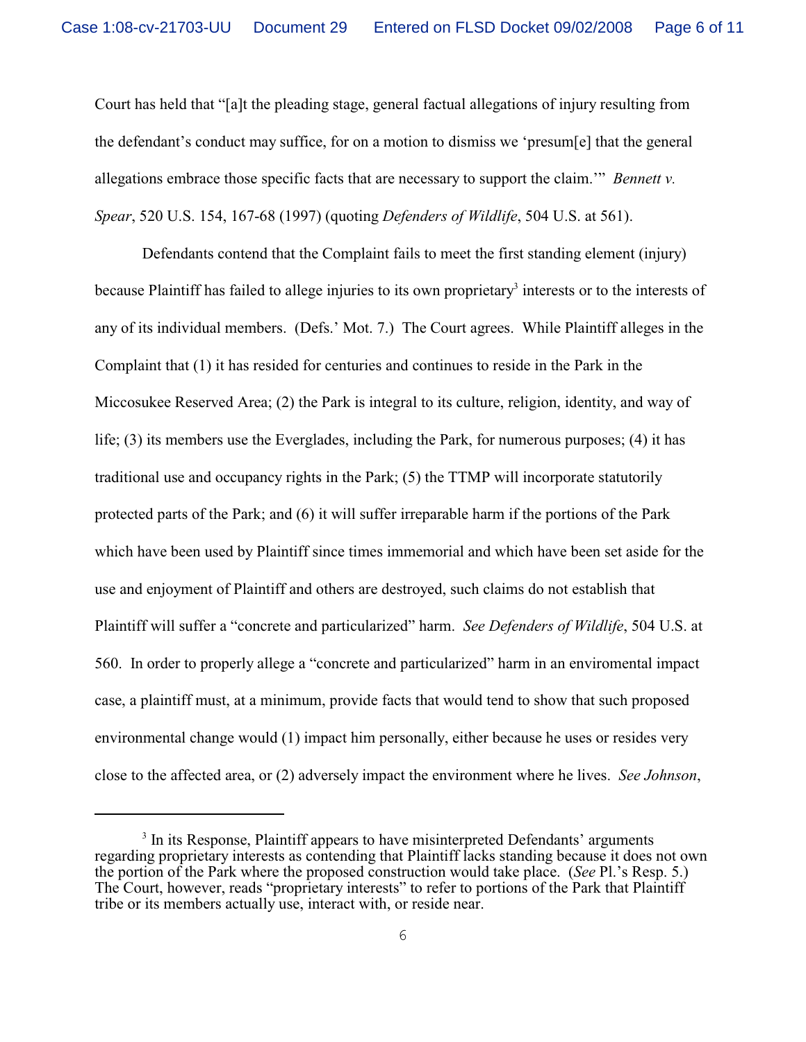Court has held that "[a]t the pleading stage, general factual allegations of injury resulting from the defendant's conduct may suffice, for on a motion to dismiss we 'presum[e] that the general allegations embrace those specific facts that are necessary to support the claim.'" *Bennett v. Spear*, 520 U.S. 154, 167-68 (1997) (quoting *Defenders of Wildlife*, 504 U.S. at 561).

Defendants contend that the Complaint fails to meet the first standing element (injury) because Plaintiff has failed to allege injuries to its own proprietary[3] interests or to the interests of any of its individual members. (Defs.' Mot. 7.) The Court agrees. While Plaintiff alleges in the Complaint that (1) it has resided for centuries and continues to reside in the Park in the Miccosukee Reserved Area; (2) the Park is integral to its culture, religion, identity, and way of life; (3) its members use the Everglades, including the Park, for numerous purposes; (4) it has traditional use and occupancy rights in the Park; (5) the TTMP will incorporate statutorily protected parts of the Park; and (6) it will suffer irreparable harm if the portions of the Park which have been used by Plaintiff since times immemorial and which have been set aside for the use and enjoyment of Plaintiff and others are destroyed, such claims do not establish that Plaintiff will suffer a "concrete and particularized" harm. *See Defenders of Wildlife*, 504 U.S. at 560. In order to properly allege a "concrete and particularized" harm in an enviromental impact case, a plaintiff must, at a minimum, provide facts that would tend to show that such proposed environmental change would (1) impact him personally, either because he uses or resides very close to the affected area, or (2) adversely impact the environment where he lives. *See Johnson*,

---

[3] In its Response, Plaintiff appears to have misinterpreted Defendants' arguments regarding proprietary interests as contending that Plaintiff lacks standing because it does not own the portion of the Park where the proposed construction would take place. (*See* Pl.'s Resp. 5.) The Court, however, reads "proprietary interests" to refer to portions of the Park that Plaintiff tribe or its members actually use, interact with, or reside near.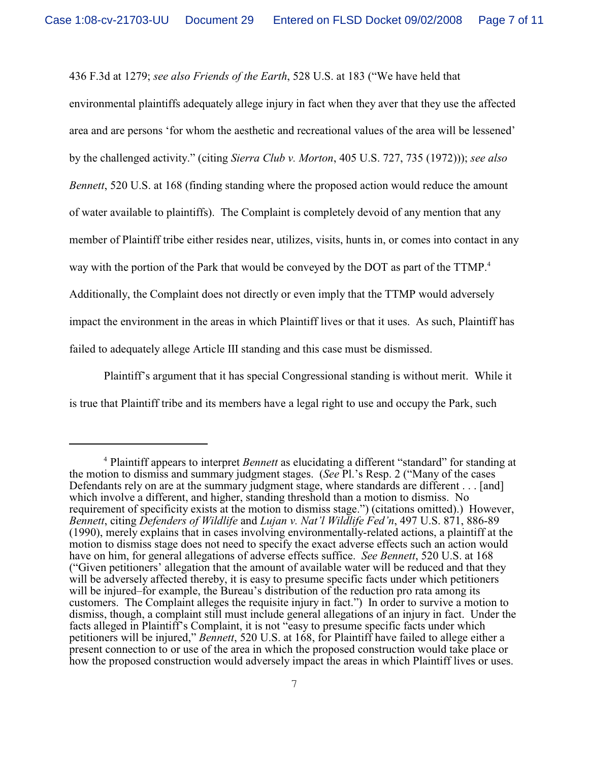436 F.3d at 1279; *see also Friends of the Earth*, 528 U.S. at 183 ("We have held that environmental plaintiffs adequately allege injury in fact when they aver that they use the affected area and are persons 'for whom the aesthetic and recreational values of the area will be lessened' by the challenged activity." (citing *Sierra Club v. Morton*, 405 U.S. 727, 735 (1972))); *see also Bennett*, 520 U.S. at 168 (finding standing where the proposed action would reduce the amount of water available to plaintiffs). The Complaint is completely devoid of any mention that any member of Plaintiff tribe either resides near, utilizes, visits, hunts in, or comes into contact in any way with the portion of the Park that would be conveyed by the DOT as part of the TTMP.[4] Additionally, the Complaint does not directly or even imply that the TTMP would adversely impact the environment in the areas in which Plaintiff lives or that it uses. As such, Plaintiff has failed to adequately allege Article III standing and this case must be dismissed.

Plaintiff's argument that it has special Congressional standing is without merit. While it is true that Plaintiff tribe and its members have a legal right to use and occupy the Park, such

---

[4] Plaintiff appears to interpret *Bennett* as elucidating a different "standard" for standing at the motion to dismiss and summary judgment stages. (*See* Pl.'s Resp. 2 ("Many of the cases Defendants rely on are at the summary judgment stage, where standards are different . . . [and] which involve a different, and higher, standing threshold than a motion to dismiss. No requirement of specificity exists at the motion to dismiss stage.") (citations omitted).) However, *Bennett*, citing *Defenders of Wildlife* and *Lujan v. Nat'l Wildlife Fed'n*, 497 U.S. 871, 886-89 (1990), merely explains that in cases involving environmentally-related actions, a plaintiff at the motion to dismiss stage does not need to specify the exact adverse effects such an action would have on him, for general allegations of adverse effects suffice. *See Bennett*, 520 U.S. at 168 ("Given petitioners' allegation that the amount of available water will be reduced and that they will be adversely affected thereby, it is easy to presume specific facts under which petitioners will be injured–for example, the Bureau's distribution of the reduction pro rata among its customers. The Complaint alleges the requisite injury in fact.") In order to survive a motion to dismiss, though, a complaint still must include general allegations of an injury in fact. Under the facts alleged in Plaintiff's Complaint, it is not "easy to presume specific facts under which petitioners will be injured," *Bennett*, 520 U.S. at 168, for Plaintiff have failed to allege either a present connection to or use of the area in which the proposed construction would take place or how the proposed construction would adversely impact the areas in which Plaintiff lives or uses.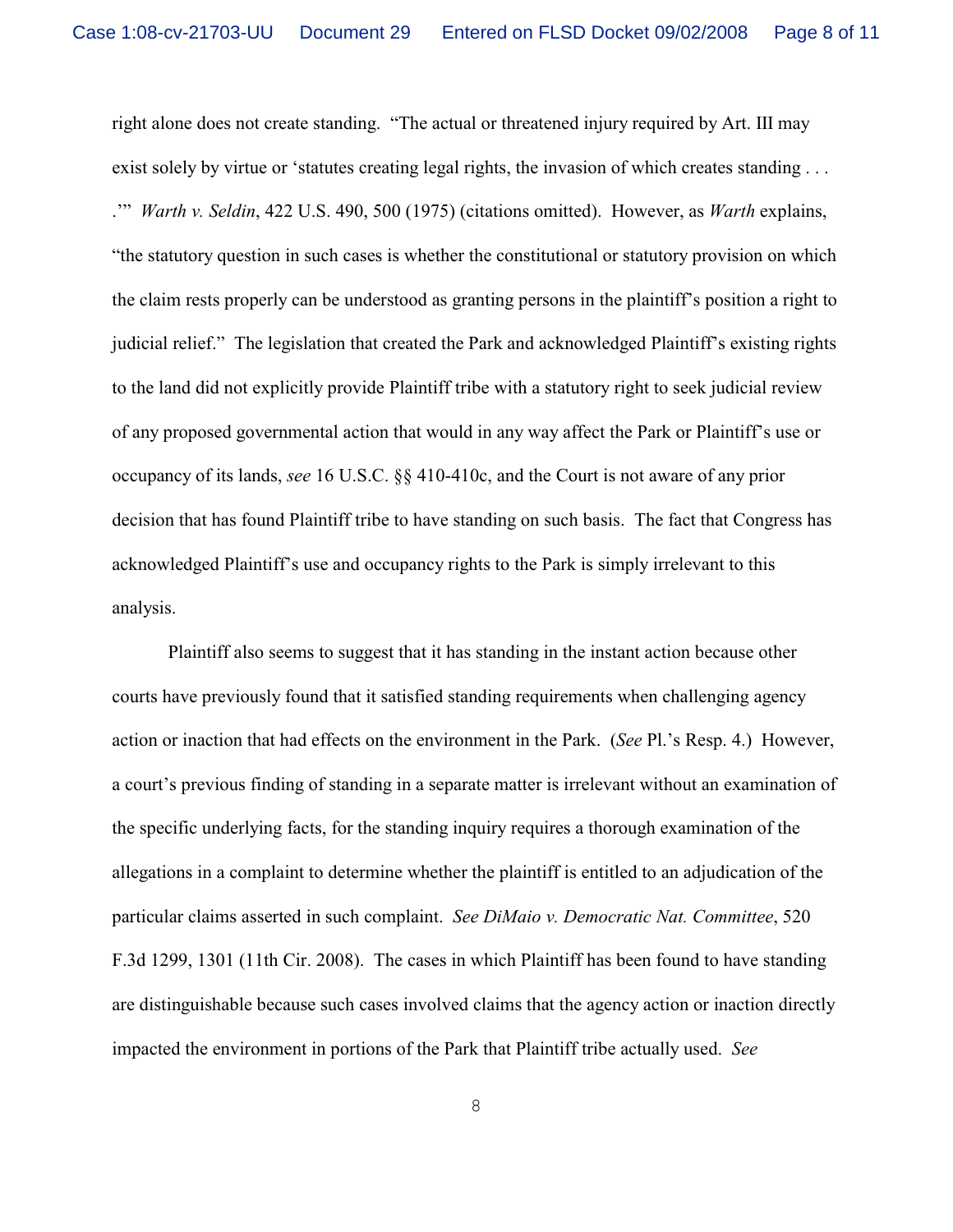right alone does not create standing. "The actual or threatened injury required by Art. III may exist solely by virtue or 'statutes creating legal rights, the invasion of which creates standing . . . .'" *Warth v. Seldin*, 422 U.S. 490, 500 (1975) (citations omitted). However, as *Warth* explains, "the statutory question in such cases is whether the constitutional or statutory provision on which the claim rests properly can be understood as granting persons in the plaintiff's position a right to judicial relief." The legislation that created the Park and acknowledged Plaintiff's existing rights to the land did not explicitly provide Plaintiff tribe with a statutory right to seek judicial review of any proposed governmental action that would in any way affect the Park or Plaintiff's use or occupancy of its lands, *see* 16 U.S.C. §§ 410-410c, and the Court is not aware of any prior decision that has found Plaintiff tribe to have standing on such basis. The fact that Congress has acknowledged Plaintiff's use and occupancy rights to the Park is simply irrelevant to this analysis.

Plaintiff also seems to suggest that it has standing in the instant action because other courts have previously found that it satisfied standing requirements when challenging agency action or inaction that had effects on the environment in the Park. (*See* Pl.'s Resp. 4.) However, a court's previous finding of standing in a separate matter is irrelevant without an examination of the specific underlying facts, for the standing inquiry requires a thorough examination of the allegations in a complaint to determine whether the plaintiff is entitled to an adjudication of the particular claims asserted in such complaint. *See DiMaio v. Democratic Nat. Committee*, 520 F.3d 1299, 1301 (11th Cir. 2008). The cases in which Plaintiff has been found to have standing are distinguishable because such cases involved claims that the agency action or inaction directly impacted the environment in portions of the Park that Plaintiff tribe actually used. *See*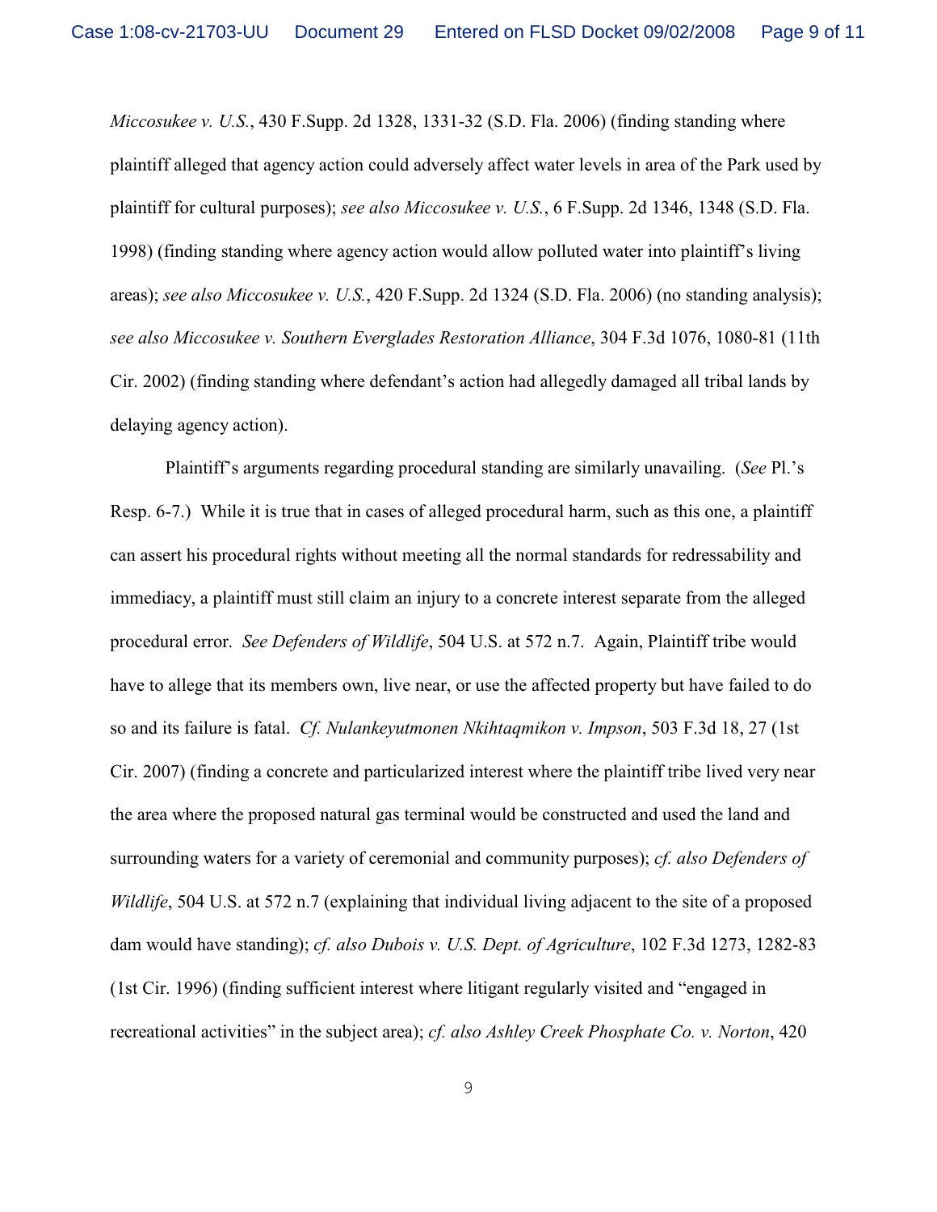*Miccosukee v. U.S.*, 430 F.Supp. 2d 1328, 1331-32 (S.D. Fla. 2006) (finding standing where plaintiff alleged that agency action could adversely affect water levels in area of the Park used by plaintiff for cultural purposes); *see also Miccosukee v. U.S.*, 6 F.Supp. 2d 1346, 1348 (S.D. Fla. 1998) (finding standing where agency action would allow polluted water into plaintiff's living areas); *see also Miccosukee v. U.S.*, 420 F.Supp. 2d 1324 (S.D. Fla. 2006) (no standing analysis); *see also Miccosukee v. Southern Everglades Restoration Alliance*, 304 F.3d 1076, 1080-81 (11th Cir. 2002) (finding standing where defendant's action had allegedly damaged all tribal lands by delaying agency action).

Plaintiff's arguments regarding procedural standing are similarly unavailing. (*See* Pl.'s Resp. 6-7.) While it is true that in cases of alleged procedural harm, such as this one, a plaintiff can assert his procedural rights without meeting all the normal standards for redressability and immediacy, a plaintiff must still claim an injury to a concrete interest separate from the alleged procedural error. *See Defenders of Wildlife*, 504 U.S. at 572 n.7. Again, Plaintiff tribe would have to allege that its members own, live near, or use the affected property but have failed to do so and its failure is fatal. *Cf. Nulankeyutmonen Nkihtaqmikon v. Impson*, 503 F.3d 18, 27 (1st Cir. 2007) (finding a concrete and particularized interest where the plaintiff tribe lived very near the area where the proposed natural gas terminal would be constructed and used the land and surrounding waters for a variety of ceremonial and community purposes); *cf. also Defenders of Wildlife*, 504 U.S. at 572 n.7 (explaining that individual living adjacent to the site of a proposed dam would have standing); *cf. also Dubois v. U.S. Dept. of Agriculture*, 102 F.3d 1273, 1282-83 (1st Cir. 1996) (finding sufficient interest where litigant regularly visited and "engaged in recreational activities" in the subject area); *cf. also Ashley Creek Phosphate Co. v. Norton*, 420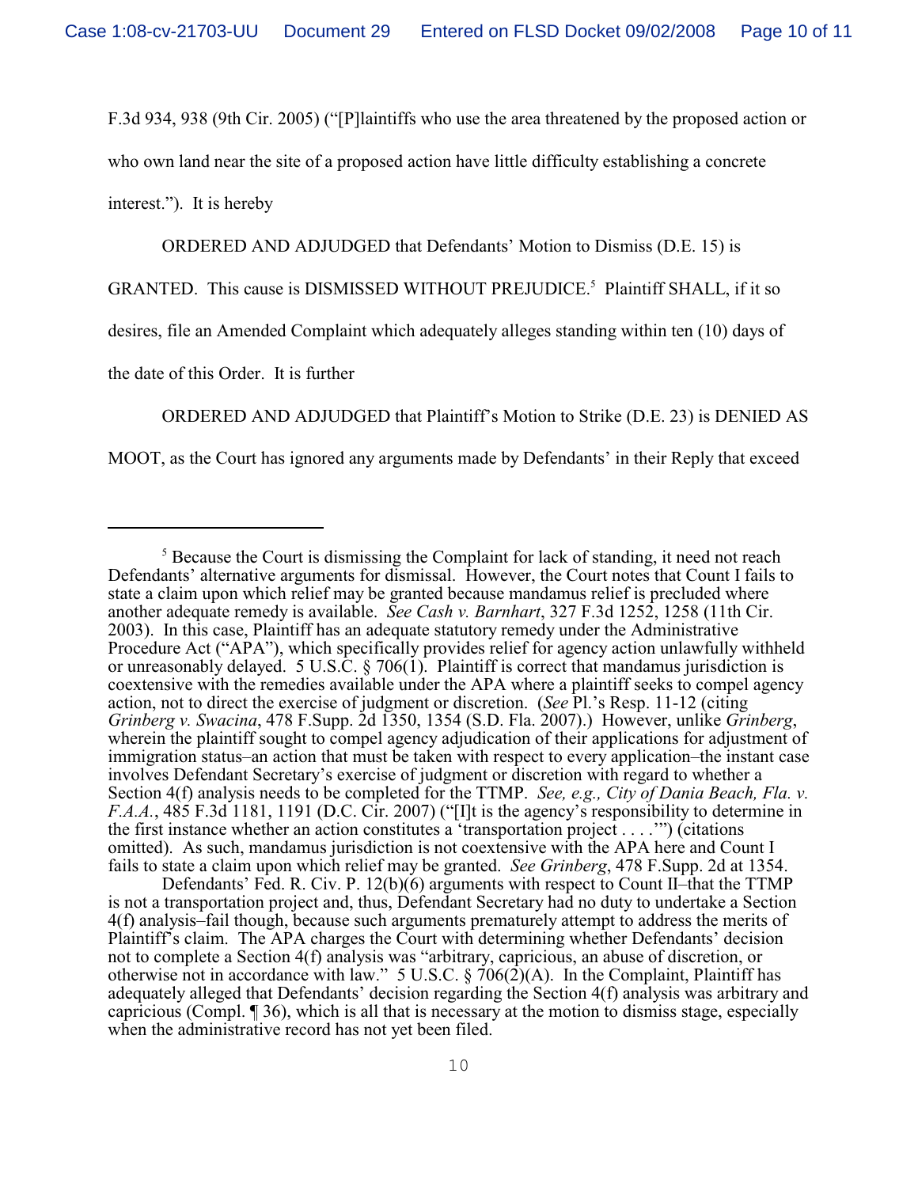F.3d 934, 938 (9th Cir. 2005) ("[P]laintiffs who use the area threatened by the proposed action or who own land near the site of a proposed action have little difficulty establishing a concrete interest."). It is hereby

ORDERED AND ADJUDGED that Defendants' Motion to Dismiss (D.E. 15) is GRANTED. This cause is DISMISSED WITHOUT PREJUDICE.[5] Plaintiff SHALL, if it so desires, file an Amended Complaint which adequately alleges standing within ten (10) days of the date of this Order. It is further

ORDERED AND ADJUDGED that Plaintiff's Motion to Strike (D.E. 23) is DENIED AS MOOT, as the Court has ignored any arguments made by Defendants' in their Reply that exceed

---

[5] Because the Court is dismissing the Complaint for lack of standing, it need not reach Defendants' alternative arguments for dismissal. However, the Court notes that Count I fails to state a claim upon which relief may be granted because mandamus relief is precluded where another adequate remedy is available. *See Cash v. Barnhart*, 327 F.3d 1252, 1258 (11th Cir. 2003). In this case, Plaintiff has an adequate statutory remedy under the Administrative Procedure Act ("APA"), which specifically provides relief for agency action unlawfully withheld or unreasonably delayed. 5 U.S.C. § 706(1). Plaintiff is correct that mandamus jurisdiction is coextensive with the remedies available under the APA where a plaintiff seeks to compel agency action, not to direct the exercise of judgment or discretion. (*See* Pl.'s Resp. 11-12 (citing *Grinberg v. Swacina*, 478 F.Supp. 2d 1350, 1354 (S.D. Fla. 2007).) However, unlike *Grinberg*, wherein the plaintiff sought to compel agency adjudication of their applications for adjustment of immigration status–an action that must be taken with respect to every application–the instant case involves Defendant Secretary's exercise of judgment or discretion with regard to whether a Section 4(f) analysis needs to be completed for the TTMP. *See, e.g., City of Dania Beach, Fla. v. F.A.A.*, 485 F.3d 1181, 1191 (D.C. Cir. 2007) ("[I]t is the agency's responsibility to determine in the first instance whether an action constitutes a 'transportation project . . . .'") (citations omitted). As such, mandamus jurisdiction is not coextensive with the APA here and Count I fails to state a claim upon which relief may be granted. *See Grinberg*, 478 F.Supp. 2d at 1354.

Defendants' Fed. R. Civ. P. 12(b)(6) arguments with respect to Count II–that the TTMP is not a transportation project and, thus, Defendant Secretary had no duty to undertake a Section 4(f) analysis–fail though, because such arguments prematurely attempt to address the merits of Plaintiff's claim. The APA charges the Court with determining whether Defendants' decision not to complete a Section 4(f) analysis was "arbitrary, capricious, an abuse of discretion, or otherwise not in accordance with law." 5 U.S.C. § 706(2)(A). In the Complaint, Plaintiff has adequately alleged that Defendants' decision regarding the Section 4(f) analysis was arbitrary and capricious (Compl. ¶ 36), which is all that is necessary at the motion to dismiss stage, especially when the administrative record has not yet been filed.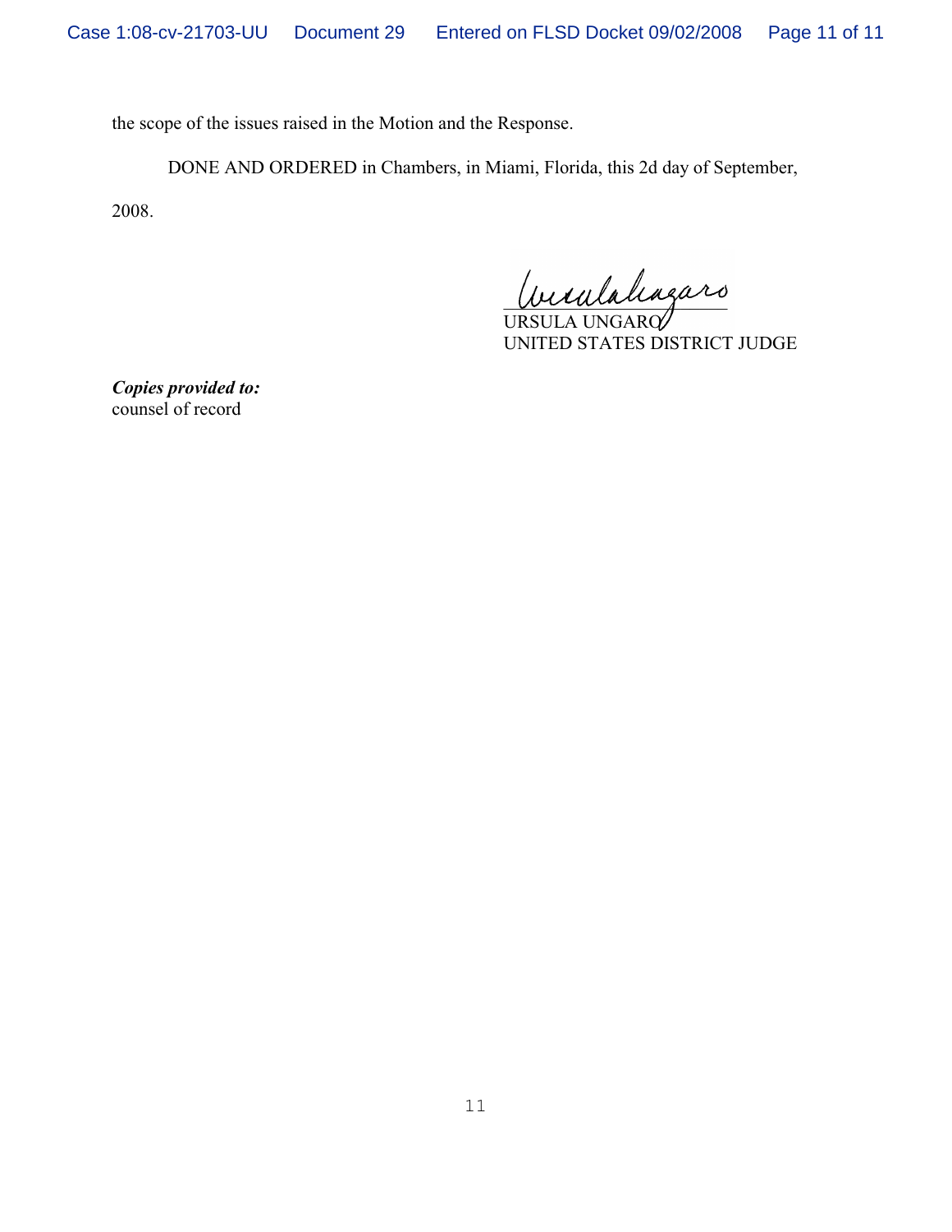the scope of the issues raised in the Motion and the Response.

DONE AND ORDERED in Chambers, in Miami, Florida, this 2d day of September, 2008.

URSULA UNGARO
UNITED STATES DISTRICT JUDGE

***Copies provided to:***
counsel of record